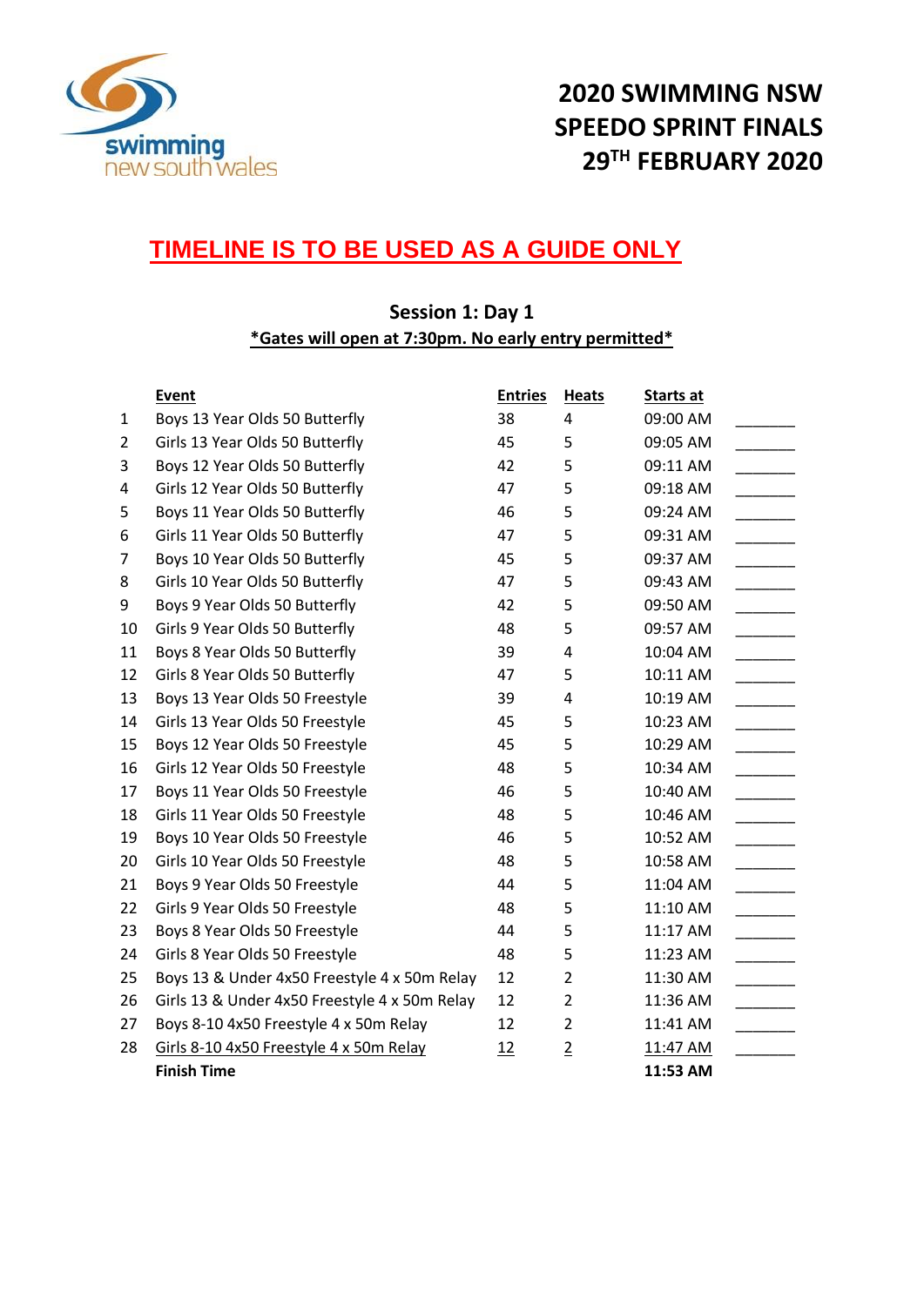# 2020 SWIMMING NSW SPEEDO SPRINT FINALS 29TH FEBRUARY 2020

## TIMELINE IS TO BE USED AS A GUIDE ONLY

### Session 1: Day 1

**\*Gates will open at 7:30pm. No early entry permitted\***

| | Event | Entries | Heats | Starts at | |
|---|---|---|---|---|---|
| 1 | Boys 13 Year Olds 50 Butterfly | 38 | 4 | 09:00 AM | _______ |
| 2 | Girls 13 Year Olds 50 Butterfly | 45 | 5 | 09:05 AM | _______ |
| 3 | Boys 12 Year Olds 50 Butterfly | 42 | 5 | 09:11 AM | _______ |
| 4 | Girls 12 Year Olds 50 Butterfly | 47 | 5 | 09:18 AM | _______ |
| 5 | Boys 11 Year Olds 50 Butterfly | 46 | 5 | 09:24 AM | _______ |
| 6 | Girls 11 Year Olds 50 Butterfly | 47 | 5 | 09:31 AM | _______ |
| 7 | Boys 10 Year Olds 50 Butterfly | 45 | 5 | 09:37 AM | _______ |
| 8 | Girls 10 Year Olds 50 Butterfly | 47 | 5 | 09:43 AM | _______ |
| 9 | Boys 9 Year Olds 50 Butterfly | 42 | 5 | 09:50 AM | _______ |
| 10 | Girls 9 Year Olds 50 Butterfly | 48 | 5 | 09:57 AM | _______ |
| 11 | Boys 8 Year Olds 50 Butterfly | 39 | 4 | 10:04 AM | _______ |
| 12 | Girls 8 Year Olds 50 Butterfly | 47 | 5 | 10:11 AM | _______ |
| 13 | Boys 13 Year Olds 50 Freestyle | 39 | 4 | 10:19 AM | _______ |
| 14 | Girls 13 Year Olds 50 Freestyle | 45 | 5 | 10:23 AM | _______ |
| 15 | Boys 12 Year Olds 50 Freestyle | 45 | 5 | 10:29 AM | _______ |
| 16 | Girls 12 Year Olds 50 Freestyle | 48 | 5 | 10:34 AM | _______ |
| 17 | Boys 11 Year Olds 50 Freestyle | 46 | 5 | 10:40 AM | _______ |
| 18 | Girls 11 Year Olds 50 Freestyle | 48 | 5 | 10:46 AM | _______ |
| 19 | Boys 10 Year Olds 50 Freestyle | 46 | 5 | 10:52 AM | _______ |
| 20 | Girls 10 Year Olds 50 Freestyle | 48 | 5 | 10:58 AM | _______ |
| 21 | Boys 9 Year Olds 50 Freestyle | 44 | 5 | 11:04 AM | _______ |
| 22 | Girls 9 Year Olds 50 Freestyle | 48 | 5 | 11:10 AM | _______ |
| 23 | Boys 8 Year Olds 50 Freestyle | 44 | 5 | 11:17 AM | _______ |
| 24 | Girls 8 Year Olds 50 Freestyle | 48 | 5 | 11:23 AM | _______ |
| 25 | Boys 13 & Under 4x50 Freestyle 4 x 50m Relay | 12 | 2 | 11:30 AM | _______ |
| 26 | Girls 13 & Under 4x50 Freestyle 4 x 50m Relay | 12 | 2 | 11:36 AM | _______ |
| 27 | Boys 8-10 4x50 Freestyle 4 x 50m Relay | 12 | 2 | 11:41 AM | _______ |
| 28 | Girls 8-10 4x50 Freestyle 4 x 50m Relay | 12 | 2 | 11:47 AM | _______ |
| | **Finish Time** | | | **11:53 AM** | |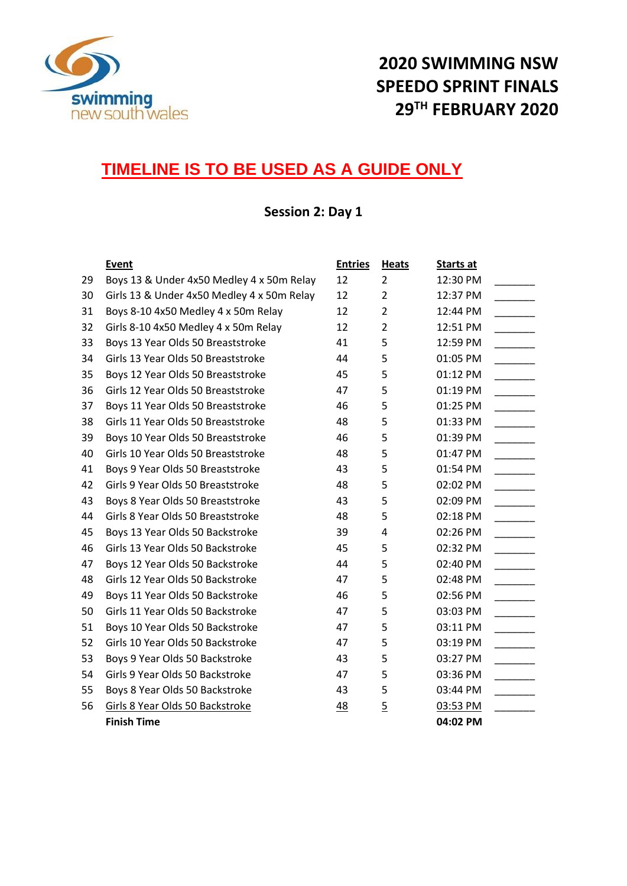# 2020 SWIMMING NSW SPEEDO SPRINT FINALS 29TH FEBRUARY 2020

## TIMELINE IS TO BE USED AS A GUIDE ONLY

### Session 2: Day 1

| | Event | Entries | Heats | Starts at | |
|---|---|---|---|---|---|
| 29 | Boys 13 & Under 4x50 Medley 4 x 50m Relay | 12 | 2 | 12:30 PM | _______ |
| 30 | Girls 13 & Under 4x50 Medley 4 x 50m Relay | 12 | 2 | 12:37 PM | _______ |
| 31 | Boys 8-10 4x50 Medley 4 x 50m Relay | 12 | 2 | 12:44 PM | _______ |
| 32 | Girls 8-10 4x50 Medley 4 x 50m Relay | 12 | 2 | 12:51 PM | _______ |
| 33 | Boys 13 Year Olds 50 Breaststroke | 41 | 5 | 12:59 PM | _______ |
| 34 | Girls 13 Year Olds 50 Breaststroke | 44 | 5 | 01:05 PM | _______ |
| 35 | Boys 12 Year Olds 50 Breaststroke | 45 | 5 | 01:12 PM | _______ |
| 36 | Girls 12 Year Olds 50 Breaststroke | 47 | 5 | 01:19 PM | _______ |
| 37 | Boys 11 Year Olds 50 Breaststroke | 46 | 5 | 01:25 PM | _______ |
| 38 | Girls 11 Year Olds 50 Breaststroke | 48 | 5 | 01:33 PM | _______ |
| 39 | Boys 10 Year Olds 50 Breaststroke | 46 | 5 | 01:39 PM | _______ |
| 40 | Girls 10 Year Olds 50 Breaststroke | 48 | 5 | 01:47 PM | _______ |
| 41 | Boys 9 Year Olds 50 Breaststroke | 43 | 5 | 01:54 PM | _______ |
| 42 | Girls 9 Year Olds 50 Breaststroke | 48 | 5 | 02:02 PM | _______ |
| 43 | Boys 8 Year Olds 50 Breaststroke | 43 | 5 | 02:09 PM | _______ |
| 44 | Girls 8 Year Olds 50 Breaststroke | 48 | 5 | 02:18 PM | _______ |
| 45 | Boys 13 Year Olds 50 Backstroke | 39 | 4 | 02:26 PM | _______ |
| 46 | Girls 13 Year Olds 50 Backstroke | 45 | 5 | 02:32 PM | _______ |
| 47 | Boys 12 Year Olds 50 Backstroke | 44 | 5 | 02:40 PM | _______ |
| 48 | Girls 12 Year Olds 50 Backstroke | 47 | 5 | 02:48 PM | _______ |
| 49 | Boys 11 Year Olds 50 Backstroke | 46 | 5 | 02:56 PM | _______ |
| 50 | Girls 11 Year Olds 50 Backstroke | 47 | 5 | 03:03 PM | _______ |
| 51 | Boys 10 Year Olds 50 Backstroke | 47 | 5 | 03:11 PM | _______ |
| 52 | Girls 10 Year Olds 50 Backstroke | 47 | 5 | 03:19 PM | _______ |
| 53 | Boys 9 Year Olds 50 Backstroke | 43 | 5 | 03:27 PM | _______ |
| 54 | Girls 9 Year Olds 50 Backstroke | 47 | 5 | 03:36 PM | _______ |
| 55 | Boys 8 Year Olds 50 Backstroke | 43 | 5 | 03:44 PM | _______ |
| 56 | Girls 8 Year Olds 50 Backstroke | 48 | 5 | 03:53 PM | _______ |
| | **Finish Time** | | | **04:02 PM** | |